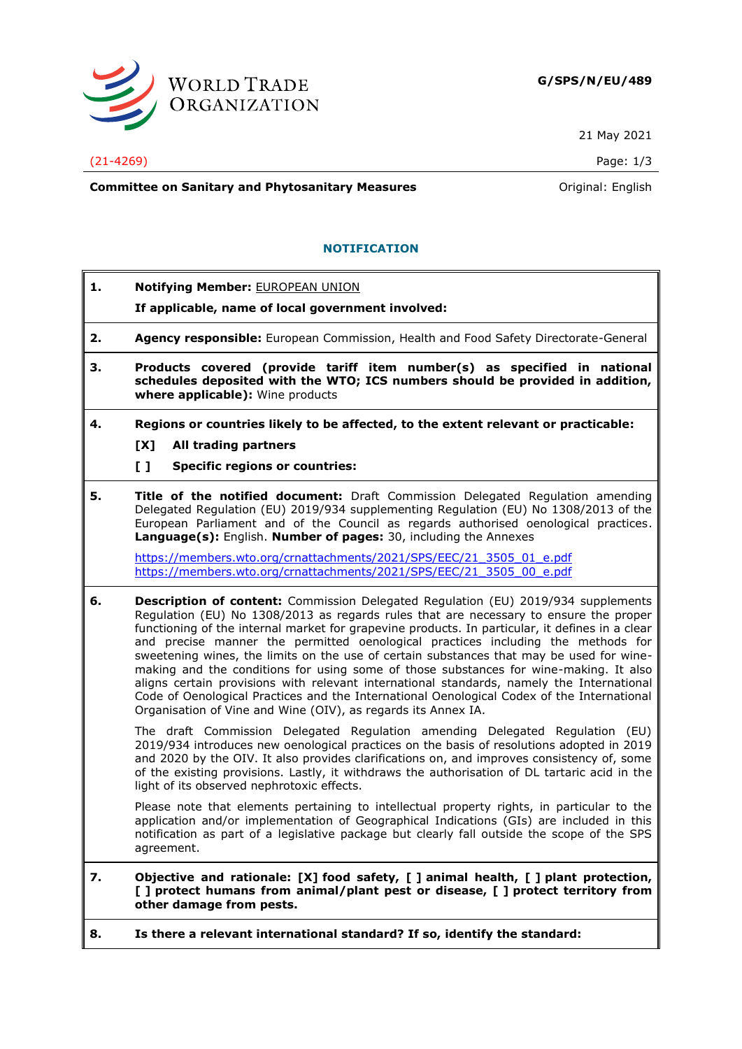WORLD TRADE ORGANIZATION

**G/SPS/N/EU/489**

21 May 2021

(21-4269)

**Committee on Sanitary and Phytosanitary Measures** Original: English

## NOTIFICATION

**1. Notifying Member:** EUROPEAN UNION

**If applicable, name of local government involved:**

**2. Agency responsible:** European Commission, Health and Food Safety Directorate-General

**3. Products covered (provide tariff item number(s) as specified in national schedules deposited with the WTO; ICS numbers should be provided in addition, where applicable):** Wine products

**4. Regions or countries likely to be affected, to the extent relevant or practicable:**

**[X] All trading partners**

**[ ] Specific regions or countries:**

**5. Title of the notified document:** Draft Commission Delegated Regulation amending Delegated Regulation (EU) 2019/934 supplementing Regulation (EU) No 1308/2013 of the European Parliament and of the Council as regards authorised oenological practices. **Language(s):** English. **Number of pages:** 30, including the Annexes

https://members.wto.org/crnattachments/2021/SPS/EEC/21_3505_01_e.pdf
https://members.wto.org/crnattachments/2021/SPS/EEC/21_3505_00_e.pdf

**6. Description of content:** Commission Delegated Regulation (EU) 2019/934 supplements Regulation (EU) No 1308/2013 as regards rules that are necessary to ensure the proper functioning of the internal market for grapevine products. In particular, it defines in a clear and precise manner the permitted oenological practices including the methods for sweetening wines, the limits on the use of certain substances that may be used for wine-making and the conditions for using some of those substances for wine-making. It also aligns certain provisions with relevant international standards, namely the International Code of Oenological Practices and the International Oenological Codex of the International Organisation of Vine and Wine (OIV), as regards its Annex IA.

The draft Commission Delegated Regulation amending Delegated Regulation (EU) 2019/934 introduces new oenological practices on the basis of resolutions adopted in 2019 and 2020 by the OIV. It also provides clarifications on, and improves consistency of, some of the existing provisions. Lastly, it withdraws the authorisation of DL tartaric acid in the light of its observed nephrotoxic effects.

Please note that elements pertaining to intellectual property rights, in particular to the application and/or implementation of Geographical Indications (GIs) are included in this notification as part of a legislative package but clearly fall outside the scope of the SPS agreement.

**7. Objective and rationale: [X] food safety, [ ] animal health, [ ] plant protection, [ ] protect humans from animal/plant pest or disease, [ ] protect territory from other damage from pests.**

**8. Is there a relevant international standard? If so, identify the standard:**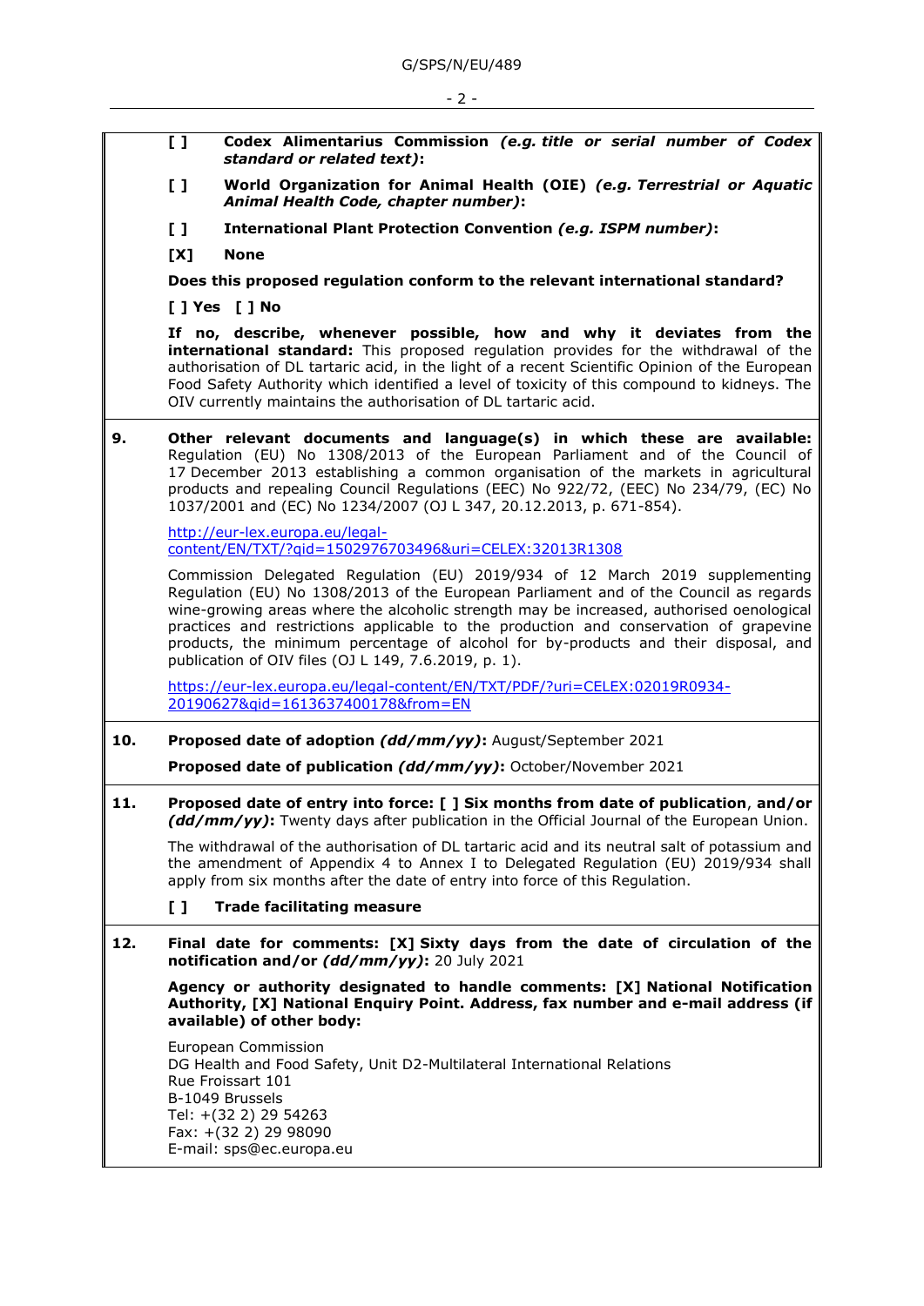**[ ]** **Codex Alimentarius Commission** ***(e.g. title or serial number of Codex standard or related text)*:**

**[ ]** **World Organization for Animal Health (OIE)** ***(e.g. Terrestrial or Aquatic Animal Health Code, chapter number)*:**

**[ ]** **International Plant Protection Convention** ***(e.g. ISPM number)*:**

**[X]** **None**

**Does this proposed regulation conform to the relevant international standard?**

**[ ] Yes [ ] No**

**If no, describe, whenever possible, how and why it deviates from the international standard:** This proposed regulation provides for the withdrawal of the authorisation of DL tartaric acid, in the light of a recent Scientific Opinion of the European Food Safety Authority which identified a level of toxicity of this compound to kidneys. The OIV currently maintains the authorisation of DL tartaric acid.

**9.** **Other relevant documents and language(s) in which these are available:** Regulation (EU) No 1308/2013 of the European Parliament and of the Council of 17 December 2013 establishing a common organisation of the markets in agricultural products and repealing Council Regulations (EEC) No 922/72, (EEC) No 234/79, (EC) No 1037/2001 and (EC) No 1234/2007 (OJ L 347, 20.12.2013, p. 671-854).

http://eur-lex.europa.eu/legal-content/EN/TXT/?qid=1502976703496&uri=CELEX:32013R1308

Commission Delegated Regulation (EU) 2019/934 of 12 March 2019 supplementing Regulation (EU) No 1308/2013 of the European Parliament and of the Council as regards wine-growing areas where the alcoholic strength may be increased, authorised oenological practices and restrictions applicable to the production and conservation of grapevine products, the minimum percentage of alcohol for by-products and their disposal, and publication of OIV files (OJ L 149, 7.6.2019, p. 1).

https://eur-lex.europa.eu/legal-content/EN/TXT/PDF/?uri=CELEX:02019R0934-20190627&qid=1613637400178&from=EN

**10.** **Proposed date of adoption** ***(dd/mm/yy)*:** August/September 2021

**Proposed date of publication** ***(dd/mm/yy)*:** October/November 2021

**11.** **Proposed date of entry into force: [ ] Six months from date of publication**, **and/or** ***(dd/mm/yy)*:** Twenty days after publication in the Official Journal of the European Union.

The withdrawal of the authorisation of DL tartaric acid and its neutral salt of potassium and the amendment of Appendix 4 to Annex I to Delegated Regulation (EU) 2019/934 shall apply from six months after the date of entry into force of this Regulation.

**[ ]** **Trade facilitating measure**

**12.** **Final date for comments: [X] Sixty days from the date of circulation of the notification and/or** ***(dd/mm/yy)*:** 20 July 2021

**Agency or authority designated to handle comments: [X] National Notification Authority, [X] National Enquiry Point. Address, fax number and e-mail address (if available) of other body:**

European Commission
DG Health and Food Safety, Unit D2-Multilateral International Relations
Rue Froissart 101
B-1049 Brussels
Tel: +(32 2) 29 54263
Fax: +(32 2) 29 98090
E-mail: sps@ec.europa.eu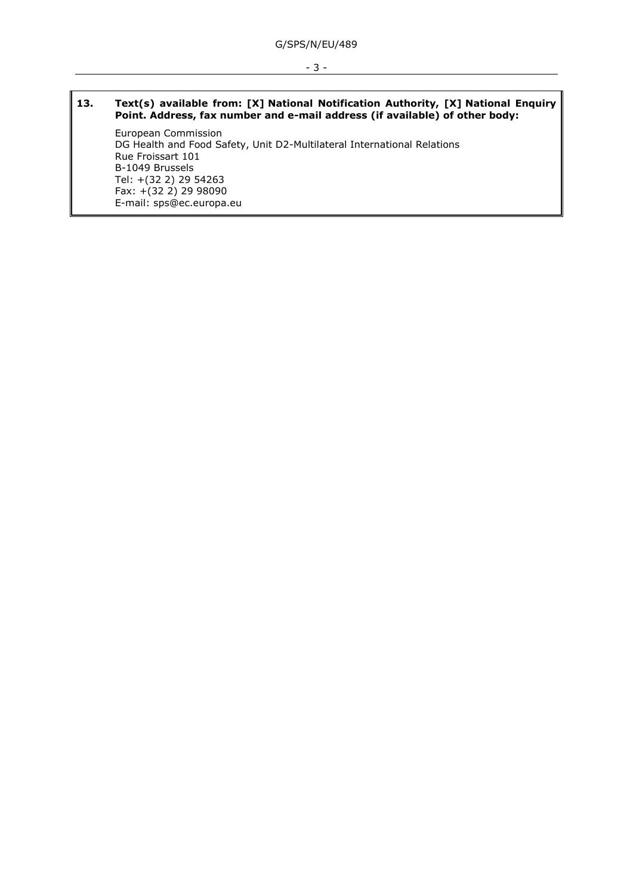**13. Text(s) available from: [X] National Notification Authority, [X] National Enquiry Point. Address, fax number and e-mail address (if available) of other body:**

European Commission
DG Health and Food Safety, Unit D2-Multilateral International Relations
Rue Froissart 101
B-1049 Brussels
Tel: +(32 2) 29 54263
Fax: +(32 2) 29 98090
E-mail: sps@ec.europa.eu